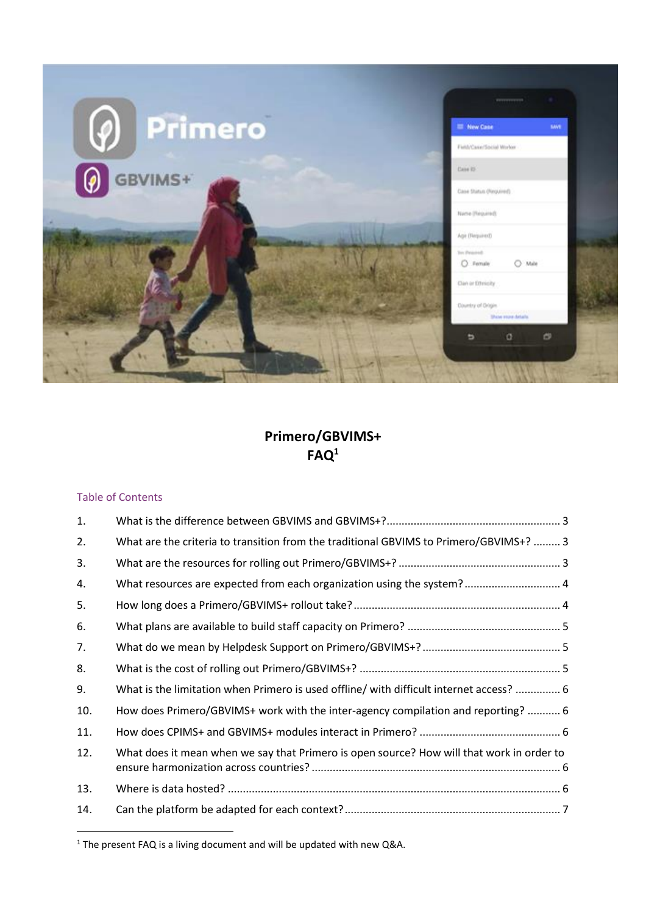# Primero/GBVIMS+ FAQ[1]

## Table of Contents

1. What is the difference between GBVIMS and GBVIMS+? ..... 3
2. What are the criteria to transition from the traditional GBVIMS to Primero/GBVIMS+? ..... 3
3. What are the resources for rolling out Primero/GBVIMS+? ..... 3
4. What resources are expected from each organization using the system? ..... 4
5. How long does a Primero/GBVIMS+ rollout take? ..... 4
6. What plans are available to build staff capacity on Primero? ..... 5
7. What do we mean by Helpdesk Support on Primero/GBVIMS+? ..... 5
8. What is the cost of rolling out Primero/GBVIMS+? ..... 5
9. What is the limitation when Primero is used offline/ with difficult internet access? ..... 6
10. How does Primero/GBVIMS+ work with the inter-agency compilation and reporting? ..... 6
11. How does CPIMS+ and GBVIMS+ modules interact in Primero? ..... 6
12. What does it mean when we say that Primero is open source? How will that work in order to ensure harmonization across countries? ..... 6
13. Where is data hosted? ..... 6
14. Can the platform be adapted for each context? ..... 7

[1] The present FAQ is a living document and will be updated with new Q&A.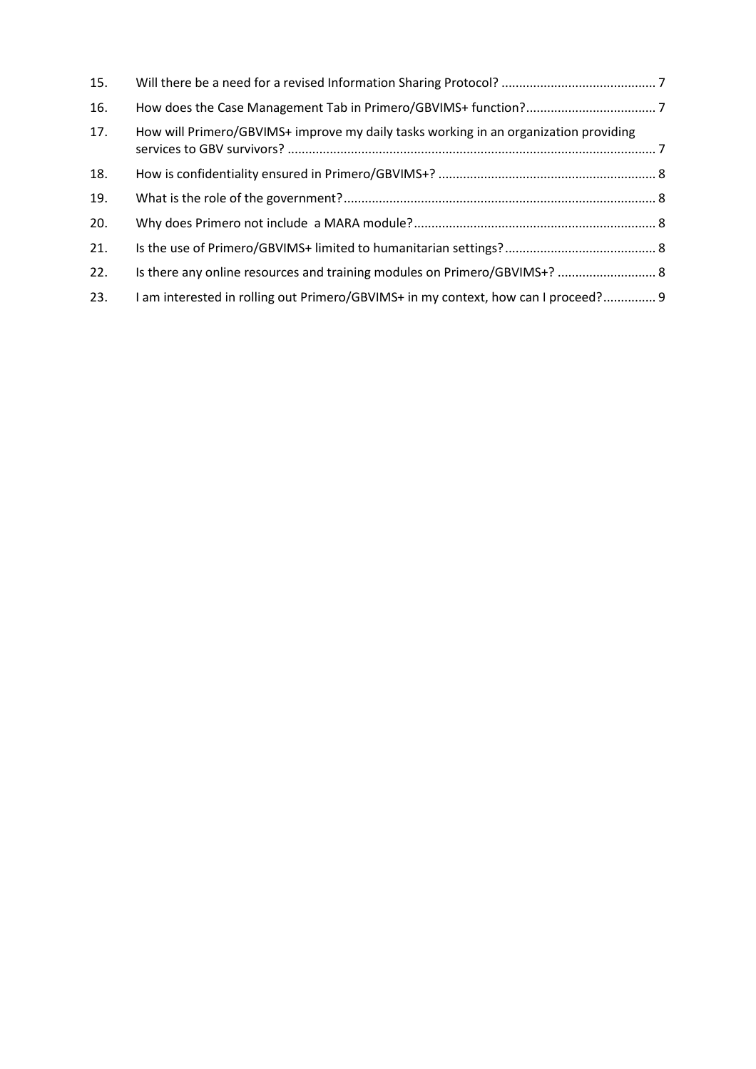15. Will there be a need for a revised Information Sharing Protocol? ........................................... 7
16. How does the Case Management Tab in Primero/GBVIMS+ function?.................................... 7
17. How will Primero/GBVIMS+ improve my daily tasks working in an organization providing services to GBV survivors? ....................................................................................................... 7
18. How is confidentiality ensured in Primero/GBVIMS+? ............................................................. 8
19. What is the role of the government?....................................................................................... 8
20. Why does Primero not include  a MARA module?.................................................................... 8
21. Is the use of Primero/GBVIMS+ limited to humanitarian settings?.......................................... 8
22. Is there any online resources and training modules on Primero/GBVIMS+? ........................... 8
23. I am interested in rolling out Primero/GBVIMS+ in my context, how can I proceed?.............. 9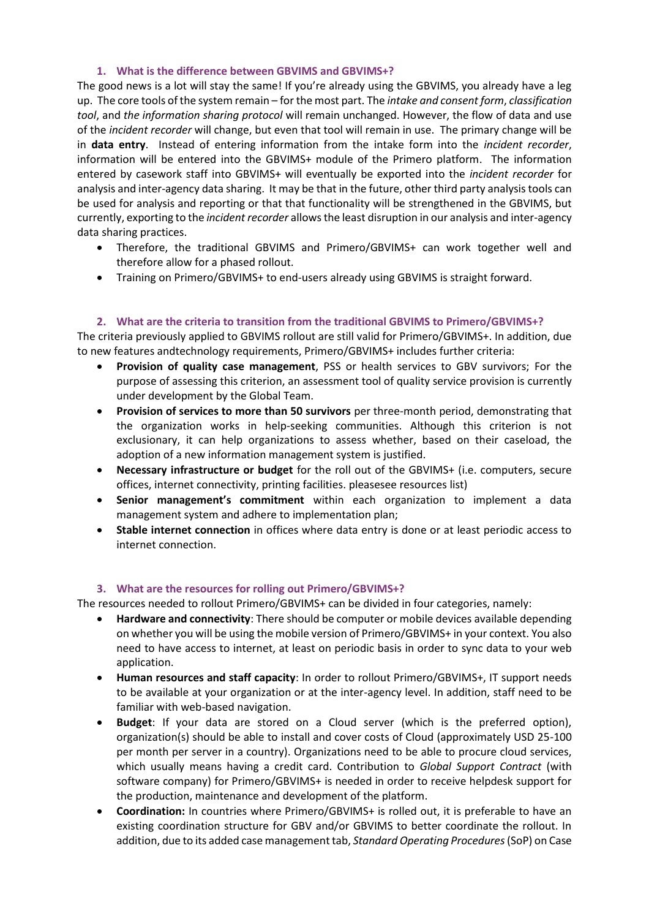### 1. What is the difference between GBVIMS and GBVIMS+?

The good news is a lot will stay the same! If you're already using the GBVIMS, you already have a leg up. The core tools of the system remain – for the most part. The *intake and consent form*, *classification tool*, and *the information sharing protocol* will remain unchanged. However, the flow of data and use of the *incident recorder* will change, but even that tool will remain in use. The primary change will be in **data entry**. Instead of entering information from the intake form into the *incident recorder*, information will be entered into the GBVIMS+ module of the Primero platform. The information entered by casework staff into GBVIMS+ will eventually be exported into the *incident recorder* for analysis and inter-agency data sharing. It may be that in the future, other third party analysis tools can be used for analysis and reporting or that that functionality will be strengthened in the GBVIMS, but currently, exporting to the *incident recorder* allows the least disruption in our analysis and inter-agency data sharing practices.

- Therefore, the traditional GBVIMS and Primero/GBVIMS+ can work together well and therefore allow for a phased rollout.
- Training on Primero/GBVIMS+ to end-users already using GBVIMS is straight forward.

### 2. What are the criteria to transition from the traditional GBVIMS to Primero/GBVIMS+?

The criteria previously applied to GBVIMS rollout are still valid for Primero/GBVIMS+. In addition, due to new features andtechnology requirements, Primero/GBVIMS+ includes further criteria:

- **Provision of quality case management**, PSS or health services to GBV survivors; For the purpose of assessing this criterion, an assessment tool of quality service provision is currently under development by the Global Team.
- **Provision of services to more than 50 survivors** per three-month period, demonstrating that the organization works in help-seeking communities. Although this criterion is not exclusionary, it can help organizations to assess whether, based on their caseload, the adoption of a new information management system is justified.
- **Necessary infrastructure or budget** for the roll out of the GBVIMS+ (i.e. computers, secure offices, internet connectivity, printing facilities. pleasesee resources list)
- **Senior management's commitment** within each organization to implement a data management system and adhere to implementation plan;
- **Stable internet connection** in offices where data entry is done or at least periodic access to internet connection.

### 3. What are the resources for rolling out Primero/GBVIMS+?

The resources needed to rollout Primero/GBVIMS+ can be divided in four categories, namely:

- **Hardware and connectivity**: There should be computer or mobile devices available depending on whether you will be using the mobile version of Primero/GBVIMS+ in your context. You also need to have access to internet, at least on periodic basis in order to sync data to your web application.
- **Human resources and staff capacity**: In order to rollout Primero/GBVIMS+, IT support needs to be available at your organization or at the inter-agency level. In addition, staff need to be familiar with web-based navigation.
- **Budget**: If your data are stored on a Cloud server (which is the preferred option), organization(s) should be able to install and cover costs of Cloud (approximately USD 25-100 per month per server in a country). Organizations need to be able to procure cloud services, which usually means having a credit card. Contribution to *Global Support Contract* (with software company) for Primero/GBVIMS+ is needed in order to receive helpdesk support for the production, maintenance and development of the platform.
- **Coordination:** In countries where Primero/GBVIMS+ is rolled out, it is preferable to have an existing coordination structure for GBV and/or GBVIMS to better coordinate the rollout. In addition, due to its added case management tab, *Standard Operating Procedures* (SoP) on Case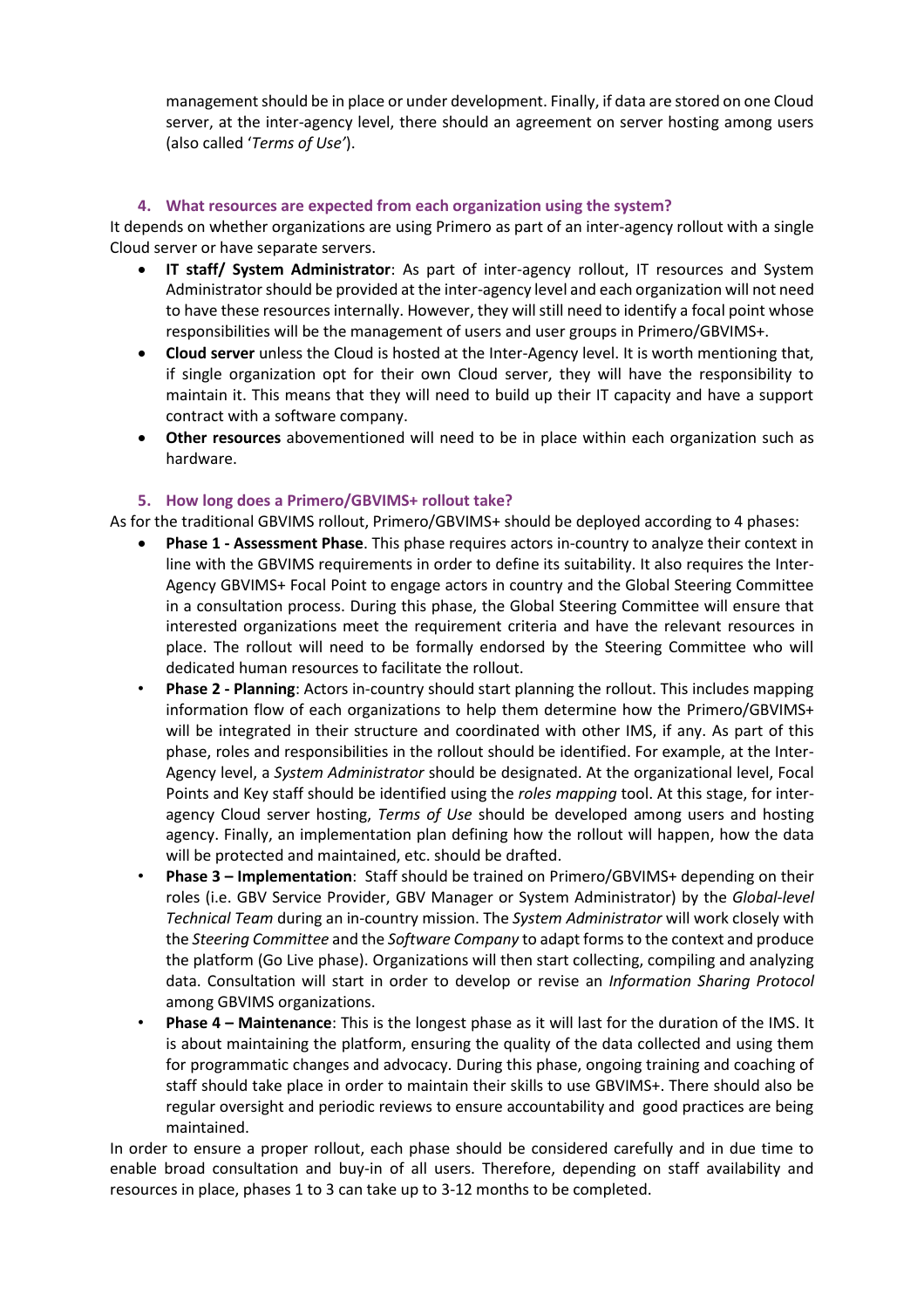management should be in place or under development. Finally, if data are stored on one Cloud server, at the inter-agency level, there should an agreement on server hosting among users (also called '*Terms of Use*').

### 4. What resources are expected from each organization using the system?

It depends on whether organizations are using Primero as part of an inter-agency rollout with a single Cloud server or have separate servers.

- **IT staff/ System Administrator**: As part of inter-agency rollout, IT resources and System Administrator should be provided at the inter-agency level and each organization will not need to have these resources internally. However, they will still need to identify a focal point whose responsibilities will be the management of users and user groups in Primero/GBVIMS+.
- **Cloud server** unless the Cloud is hosted at the Inter-Agency level. It is worth mentioning that, if single organization opt for their own Cloud server, they will have the responsibility to maintain it. This means that they will need to build up their IT capacity and have a support contract with a software company.
- **Other resources** abovementioned will need to be in place within each organization such as hardware.

### 5. How long does a Primero/GBVIMS+ rollout take?

As for the traditional GBVIMS rollout, Primero/GBVIMS+ should be deployed according to 4 phases:

- **Phase 1 - Assessment Phase**. This phase requires actors in-country to analyze their context in line with the GBVIMS requirements in order to define its suitability. It also requires the Inter-Agency GBVIMS+ Focal Point to engage actors in country and the Global Steering Committee in a consultation process. During this phase, the Global Steering Committee will ensure that interested organizations meet the requirement criteria and have the relevant resources in place. The rollout will need to be formally endorsed by the Steering Committee who will dedicated human resources to facilitate the rollout.
- **Phase 2 - Planning**: Actors in-country should start planning the rollout. This includes mapping information flow of each organizations to help them determine how the Primero/GBVIMS+ will be integrated in their structure and coordinated with other IMS, if any. As part of this phase, roles and responsibilities in the rollout should be identified. For example, at the Inter-Agency level, a *System Administrator* should be designated. At the organizational level, Focal Points and Key staff should be identified using the *roles mapping* tool. At this stage, for inter-agency Cloud server hosting, *Terms of Use* should be developed among users and hosting agency. Finally, an implementation plan defining how the rollout will happen, how the data will be protected and maintained, etc. should be drafted.
- **Phase 3 – Implementation**: Staff should be trained on Primero/GBVIMS+ depending on their roles (i.e. GBV Service Provider, GBV Manager or System Administrator) by the *Global-level Technical Team* during an in-country mission. The *System Administrator* will work closely with the *Steering Committee* and the *Software Company* to adapt forms to the context and produce the platform (Go Live phase). Organizations will then start collecting, compiling and analyzing data. Consultation will start in order to develop or revise an *Information Sharing Protocol* among GBVIMS organizations.
- **Phase 4 – Maintenance**: This is the longest phase as it will last for the duration of the IMS. It is about maintaining the platform, ensuring the quality of the data collected and using them for programmatic changes and advocacy. During this phase, ongoing training and coaching of staff should take place in order to maintain their skills to use GBVIMS+. There should also be regular oversight and periodic reviews to ensure accountability and good practices are being maintained.

In order to ensure a proper rollout, each phase should be considered carefully and in due time to enable broad consultation and buy-in of all users. Therefore, depending on staff availability and resources in place, phases 1 to 3 can take up to 3-12 months to be completed.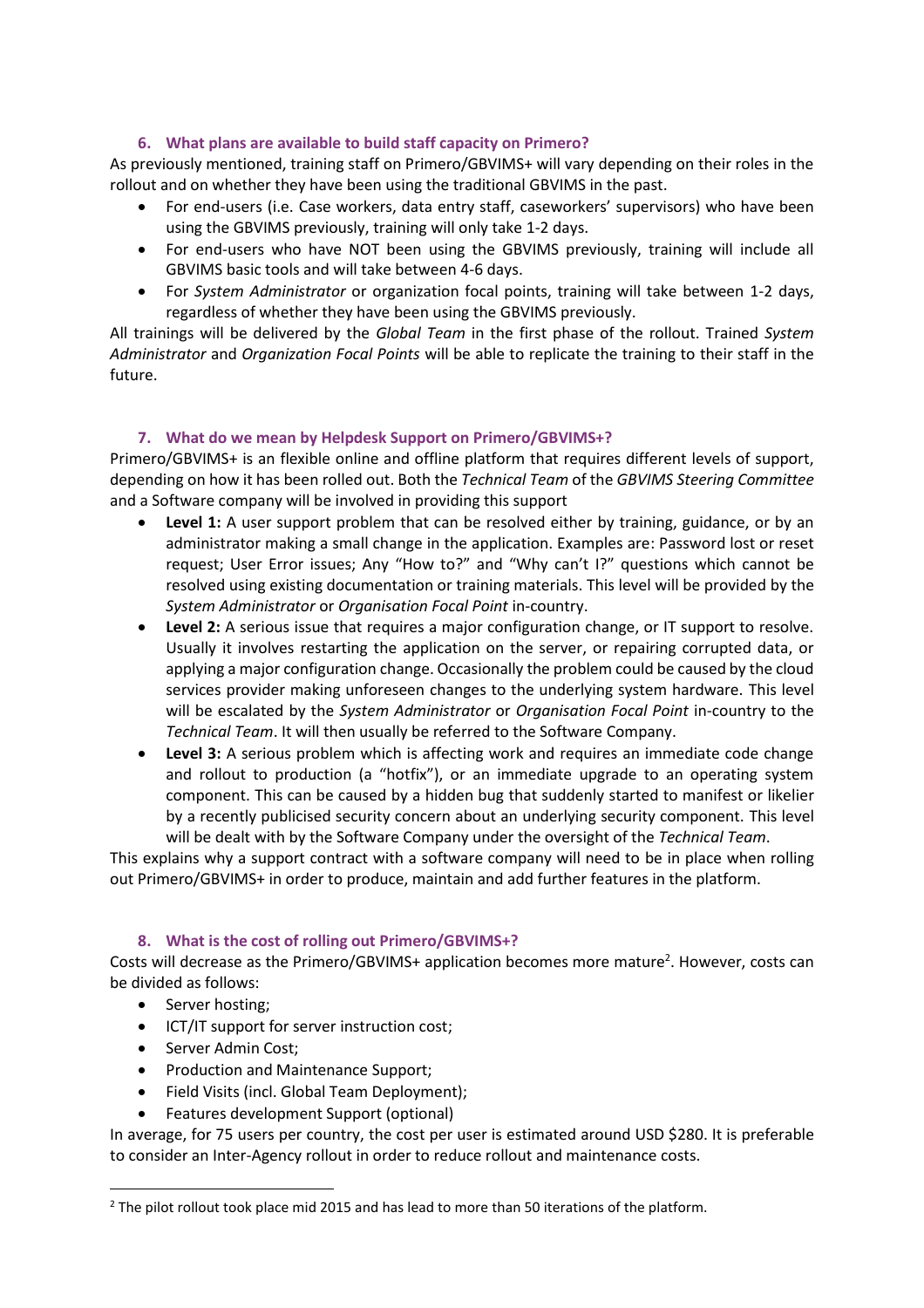### 6. What plans are available to build staff capacity on Primero?

As previously mentioned, training staff on Primero/GBVIMS+ will vary depending on their roles in the rollout and on whether they have been using the traditional GBVIMS in the past.

- For end-users (i.e. Case workers, data entry staff, caseworkers' supervisors) who have been using the GBVIMS previously, training will only take 1-2 days.
- For end-users who have NOT been using the GBVIMS previously, training will include all GBVIMS basic tools and will take between 4-6 days.
- For *System Administrator* or organization focal points, training will take between 1-2 days, regardless of whether they have been using the GBVIMS previously.

All trainings will be delivered by the *Global Team* in the first phase of the rollout. Trained *System Administrator* and *Organization Focal Points* will be able to replicate the training to their staff in the future.

### 7. What do we mean by Helpdesk Support on Primero/GBVIMS+?

Primero/GBVIMS+ is an flexible online and offline platform that requires different levels of support, depending on how it has been rolled out. Both the *Technical Team* of the *GBVIMS Steering Committee* and a Software company will be involved in providing this support

- **Level 1:** A user support problem that can be resolved either by training, guidance, or by an administrator making a small change in the application. Examples are: Password lost or reset request; User Error issues; Any "How to?" and "Why can't I?" questions which cannot be resolved using existing documentation or training materials. This level will be provided by the *System Administrator* or *Organisation Focal Point* in-country.
- **Level 2:** A serious issue that requires a major configuration change, or IT support to resolve. Usually it involves restarting the application on the server, or repairing corrupted data, or applying a major configuration change. Occasionally the problem could be caused by the cloud services provider making unforeseen changes to the underlying system hardware. This level will be escalated by the *System Administrator* or *Organisation Focal Point* in-country to the *Technical Team*. It will then usually be referred to the Software Company.
- **Level 3:** A serious problem which is affecting work and requires an immediate code change and rollout to production (a "hotfix"), or an immediate upgrade to an operating system component. This can be caused by a hidden bug that suddenly started to manifest or likelier by a recently publicised security concern about an underlying security component. This level will be dealt with by the Software Company under the oversight of the *Technical Team*.

This explains why a support contract with a software company will need to be in place when rolling out Primero/GBVIMS+ in order to produce, maintain and add further features in the platform.

### 8. What is the cost of rolling out Primero/GBVIMS+?

Costs will decrease as the Primero/GBVIMS+ application becomes more mature[2]. However, costs can be divided as follows:

- Server hosting;
- ICT/IT support for server instruction cost;
- Server Admin Cost;
- Production and Maintenance Support;
- Field Visits (incl. Global Team Deployment);
- Features development Support (optional)

In average, for 75 users per country, the cost per user is estimated around USD $280. It is preferable to consider an Inter-Agency rollout in order to reduce rollout and maintenance costs.

[2] The pilot rollout took place mid 2015 and has lead to more than 50 iterations of the platform.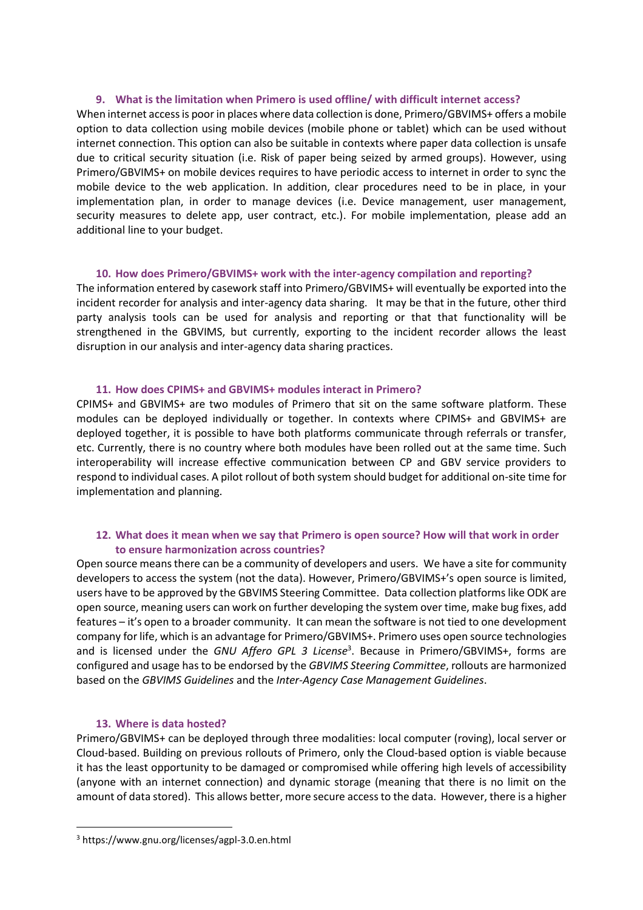### 9. What is the limitation when Primero is used offline/ with difficult internet access?

When internet access is poor in places where data collection is done, Primero/GBVIMS+ offers a mobile option to data collection using mobile devices (mobile phone or tablet) which can be used without internet connection. This option can also be suitable in contexts where paper data collection is unsafe due to critical security situation (i.e. Risk of paper being seized by armed groups). However, using Primero/GBVIMS+ on mobile devices requires to have periodic access to internet in order to sync the mobile device to the web application. In addition, clear procedures need to be in place, in your implementation plan, in order to manage devices (i.e. Device management, user management, security measures to delete app, user contract, etc.). For mobile implementation, please add an additional line to your budget.

### 10. How does Primero/GBVIMS+ work with the inter-agency compilation and reporting?

The information entered by casework staff into Primero/GBVIMS+ will eventually be exported into the incident recorder for analysis and inter-agency data sharing. It may be that in the future, other third party analysis tools can be used for analysis and reporting or that that functionality will be strengthened in the GBVIMS, but currently, exporting to the incident recorder allows the least disruption in our analysis and inter-agency data sharing practices.

### 11. How does CPIMS+ and GBVIMS+ modules interact in Primero?

CPIMS+ and GBVIMS+ are two modules of Primero that sit on the same software platform. These modules can be deployed individually or together. In contexts where CPIMS+ and GBVIMS+ are deployed together, it is possible to have both platforms communicate through referrals or transfer, etc. Currently, there is no country where both modules have been rolled out at the same time. Such interoperability will increase effective communication between CP and GBV service providers to respond to individual cases. A pilot rollout of both system should budget for additional on-site time for implementation and planning.

### 12. What does it mean when we say that Primero is open source? How will that work in order to ensure harmonization across countries?

Open source means there can be a community of developers and users. We have a site for community developers to access the system (not the data). However, Primero/GBVIMS+'s open source is limited, users have to be approved by the GBVIMS Steering Committee. Data collection platforms like ODK are open source, meaning users can work on further developing the system over time, make bug fixes, add features – it's open to a broader community. It can mean the software is not tied to one development company for life, which is an advantage for Primero/GBVIMS+. Primero uses open source technologies and is licensed under the *GNU Affero GPL 3 License*[3]. Because in Primero/GBVIMS+, forms are configured and usage has to be endorsed by the *GBVIMS Steering Committee*, rollouts are harmonized based on the *GBVIMS Guidelines* and the *Inter-Agency Case Management Guidelines*.

### 13. Where is data hosted?

Primero/GBVIMS+ can be deployed through three modalities: local computer (roving), local server or Cloud-based. Building on previous rollouts of Primero, only the Cloud-based option is viable because it has the least opportunity to be damaged or compromised while offering high levels of accessibility (anyone with an internet connection) and dynamic storage (meaning that there is no limit on the amount of data stored). This allows better, more secure access to the data. However, there is a higher

---

[3] https://www.gnu.org/licenses/agpl-3.0.en.html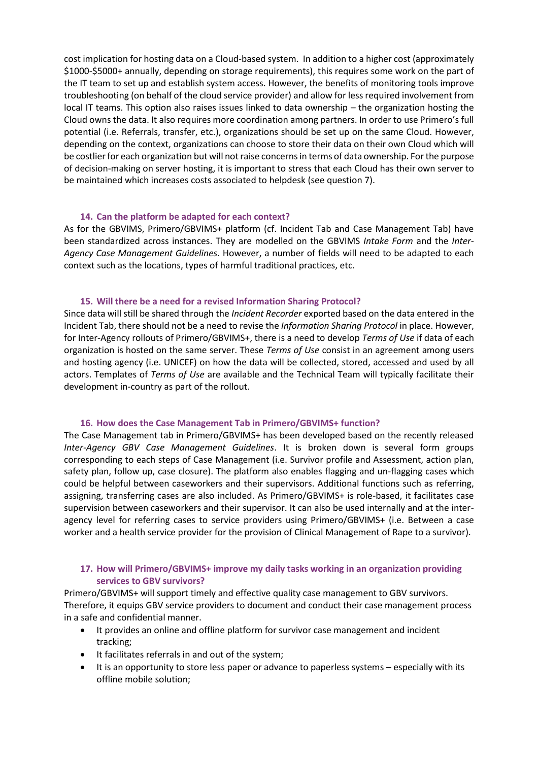cost implication for hosting data on a Cloud-based system. In addition to a higher cost (approximately $1000-$5000+ annually, depending on storage requirements), this requires some work on the part of the IT team to set up and establish system access. However, the benefits of monitoring tools improve troubleshooting (on behalf of the cloud service provider) and allow for less required involvement from local IT teams. This option also raises issues linked to data ownership – the organization hosting the Cloud owns the data. It also requires more coordination among partners. In order to use Primero's full potential (i.e. Referrals, transfer, etc.), organizations should be set up on the same Cloud. However, depending on the context, organizations can choose to store their data on their own Cloud which will be costlier for each organization but will not raise concerns in terms of data ownership. For the purpose of decision-making on server hosting, it is important to stress that each Cloud has their own server to be maintained which increases costs associated to helpdesk (see question 7).

### 14. Can the platform be adapted for each context?

As for the GBVIMS, Primero/GBVIMS+ platform (cf. Incident Tab and Case Management Tab) have been standardized across instances. They are modelled on the GBVIMS *Intake Form* and the *Inter-Agency Case Management Guidelines.* However, a number of fields will need to be adapted to each context such as the locations, types of harmful traditional practices, etc.

### 15. Will there be a need for a revised Information Sharing Protocol?

Since data will still be shared through the *Incident Recorder* exported based on the data entered in the Incident Tab, there should not be a need to revise the *Information Sharing Protocol* in place. However, for Inter-Agency rollouts of Primero/GBVIMS+, there is a need to develop *Terms of Use* if data of each organization is hosted on the same server. These *Terms of Use* consist in an agreement among users and hosting agency (i.e. UNICEF) on how the data will be collected, stored, accessed and used by all actors. Templates of *Terms of Use* are available and the Technical Team will typically facilitate their development in-country as part of the rollout.

### 16. How does the Case Management Tab in Primero/GBVIMS+ function?

The Case Management tab in Primero/GBVIMS+ has been developed based on the recently released *Inter-Agency GBV Case Management Guidelines*. It is broken down is several form groups corresponding to each steps of Case Management (i.e. Survivor profile and Assessment, action plan, safety plan, follow up, case closure). The platform also enables flagging and un-flagging cases which could be helpful between caseworkers and their supervisors. Additional functions such as referring, assigning, transferring cases are also included. As Primero/GBVIMS+ is role-based, it facilitates case supervision between caseworkers and their supervisor. It can also be used internally and at the inter-agency level for referring cases to service providers using Primero/GBVIMS+ (i.e. Between a case worker and a health service provider for the provision of Clinical Management of Rape to a survivor).

### 17. How will Primero/GBVIMS+ improve my daily tasks working in an organization providing services to GBV survivors?

Primero/GBVIMS+ will support timely and effective quality case management to GBV survivors. Therefore, it equips GBV service providers to document and conduct their case management process in a safe and confidential manner.

- It provides an online and offline platform for survivor case management and incident tracking;
- It facilitates referrals in and out of the system;
- It is an opportunity to store less paper or advance to paperless systems – especially with its offline mobile solution;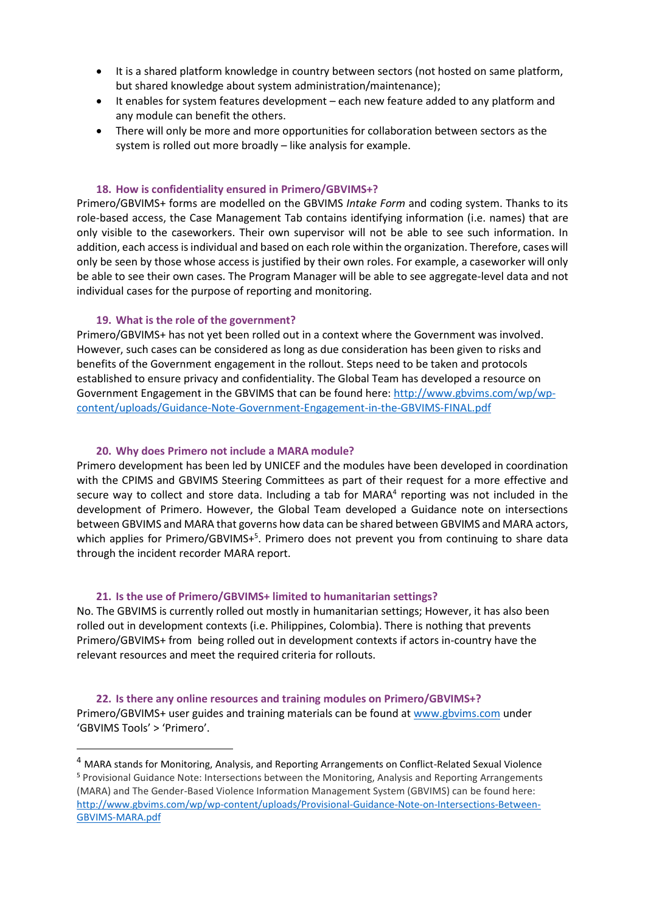- It is a shared platform knowledge in country between sectors (not hosted on same platform, but shared knowledge about system administration/maintenance);
- It enables for system features development – each new feature added to any platform and any module can benefit the others.
- There will only be more and more opportunities for collaboration between sectors as the system is rolled out more broadly – like analysis for example.

### 18. How is confidentiality ensured in Primero/GBVIMS+?

Primero/GBVIMS+ forms are modelled on the GBVIMS *Intake Form* and coding system. Thanks to its role-based access, the Case Management Tab contains identifying information (i.e. names) that are only visible to the caseworkers. Their own supervisor will not be able to see such information. In addition, each access is individual and based on each role within the organization. Therefore, cases will only be seen by those whose access is justified by their own roles. For example, a caseworker will only be able to see their own cases. The Program Manager will be able to see aggregate-level data and not individual cases for the purpose of reporting and monitoring.

### 19. What is the role of the government?

Primero/GBVIMS+ has not yet been rolled out in a context where the Government was involved. However, such cases can be considered as long as due consideration has been given to risks and benefits of the Government engagement in the rollout. Steps need to be taken and protocols established to ensure privacy and confidentiality. The Global Team has developed a resource on Government Engagement in the GBVIMS that can be found here: [http://www.gbvims.com/wp/wp-content/uploads/Guidance-Note-Government-Engagement-in-the-GBVIMS-FINAL.pdf](http://www.gbvims.com/wp/wp-content/uploads/Guidance-Note-Government-Engagement-in-the-GBVIMS-FINAL.pdf)

### 20. Why does Primero not include a MARA module?

Primero development has been led by UNICEF and the modules have been developed in coordination with the CPIMS and GBVIMS Steering Committees as part of their request for a more effective and secure way to collect and store data. Including a tab for MARA[4] reporting was not included in the development of Primero. However, the Global Team developed a Guidance note on intersections between GBVIMS and MARA that governs how data can be shared between GBVIMS and MARA actors, which applies for Primero/GBVIMS+[5]. Primero does not prevent you from continuing to share data through the incident recorder MARA report.

### 21. Is the use of Primero/GBVIMS+ limited to humanitarian settings?

No. The GBVIMS is currently rolled out mostly in humanitarian settings; However, it has also been rolled out in development contexts (i.e. Philippines, Colombia). There is nothing that prevents Primero/GBVIMS+ from being rolled out in development contexts if actors in-country have the relevant resources and meet the required criteria for rollouts.

### 22. Is there any online resources and training modules on Primero/GBVIMS+?

Primero/GBVIMS+ user guides and training materials can be found at [www.gbvims.com](http://www.gbvims.com) under 'GBVIMS Tools' > 'Primero'.

---

[4] MARA stands for Monitoring, Analysis, and Reporting Arrangements on Conflict-Related Sexual Violence

[5] Provisional Guidance Note: Intersections between the Monitoring, Analysis and Reporting Arrangements (MARA) and The Gender-Based Violence Information Management System (GBVIMS) can be found here: [http://www.gbvims.com/wp/wp-content/uploads/Provisional-Guidance-Note-on-Intersections-Between-GBVIMS-MARA.pdf](http://www.gbvims.com/wp/wp-content/uploads/Provisional-Guidance-Note-on-Intersections-Between-GBVIMS-MARA.pdf)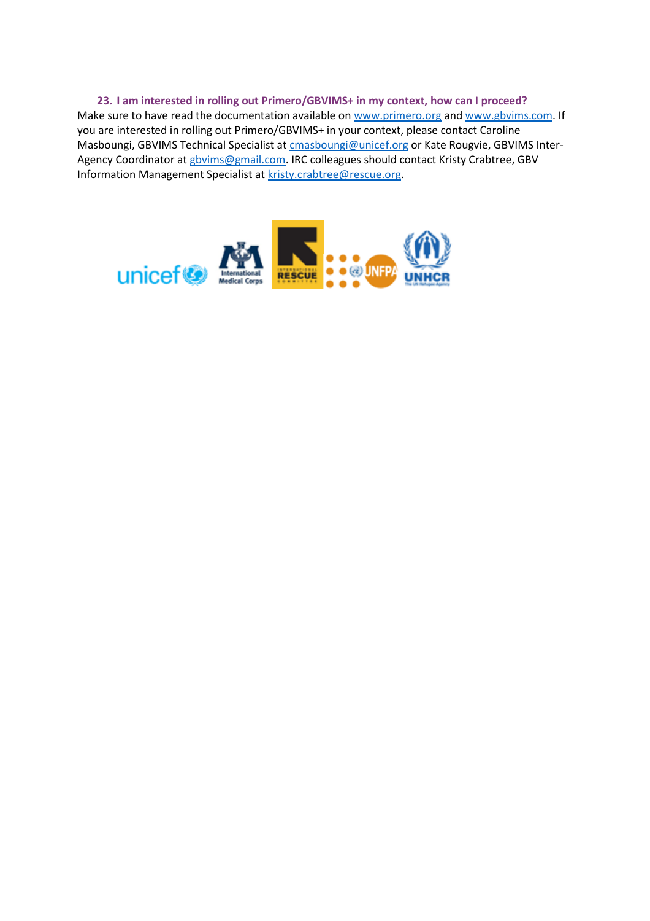### 23. I am interested in rolling out Primero/GBVIMS+ in my context, how can I proceed?

Make sure to have read the documentation available on www.primero.org and www.gbvims.com. If you are interested in rolling out Primero/GBVIMS+ in your context, please contact Caroline Masboungi, GBVIMS Technical Specialist at cmasboungi@unicef.org or Kate Rougvie, GBVIMS Inter-Agency Coordinator at gbvims@gmail.com. IRC colleagues should contact Kristy Crabtree, GBV Information Management Specialist at kristy.crabtree@rescue.org.